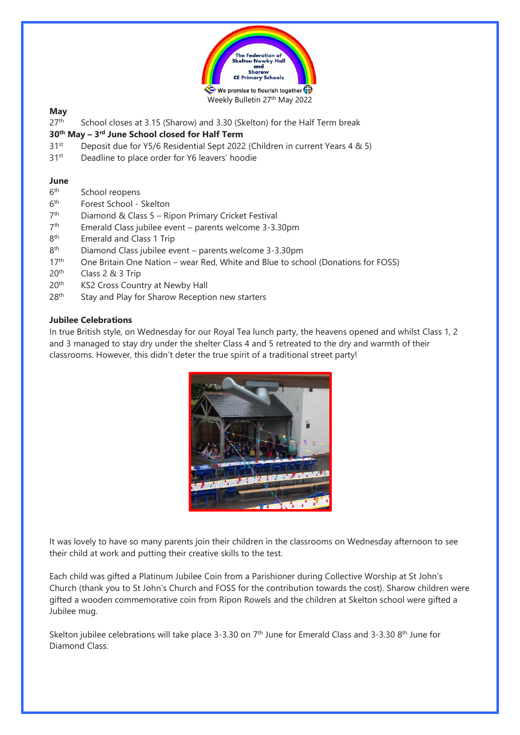The Federation of Skelton Newby Hall and Sharow CE Primary Schools

We promise to flourish together

Weekly Bulletin 27th May 2022

**May**

27th School closes at 3.15 (Sharow) and 3.30 (Skelton) for the Half Term break

**30th May – 3rd June School closed for Half Term**

31st Deposit due for Y5/6 Residential Sept 2022 (Children in current Years 4 & 5)

31st Deadline to place order for Y6 leavers' hoodie

**June**

6th School reopens

6th Forest School - Skelton

7th Diamond & Class 5 – Ripon Primary Cricket Festival

7th Emerald Class jubilee event – parents welcome 3-3.30pm

8th Emerald and Class 1 Trip

8th Diamond Class jubilee event – parents welcome 3-3.30pm

17th One Britain One Nation – wear Red, White and Blue to school (Donations for FOSS)

20th Class 2 & 3 Trip

20th KS2 Cross Country at Newby Hall

28th Stay and Play for Sharow Reception new starters

**Jubilee Celebrations**

In true British style, on Wednesday for our Royal Tea lunch party, the heavens opened and whilst Class 1, 2 and 3 managed to stay dry under the shelter Class 4 and 5 retreated to the dry and warmth of their classrooms. However, this didn't deter the true spirit of a traditional street party!

It was lovely to have so many parents join their children in the classrooms on Wednesday afternoon to see their child at work and putting their creative skills to the test.

Each child was gifted a Platinum Jubilee Coin from a Parishioner during Collective Worship at St John's Church (thank you to St John's Church and FOSS for the contribution towards the cost). Sharow children were gifted a wooden commemorative coin from Ripon Rowels and the children at Skelton school were gifted a Jubilee mug.

Skelton jubilee celebrations will take place 3-3.30 on 7th June for Emerald Class and 3-3.30 8th June for Diamond Class.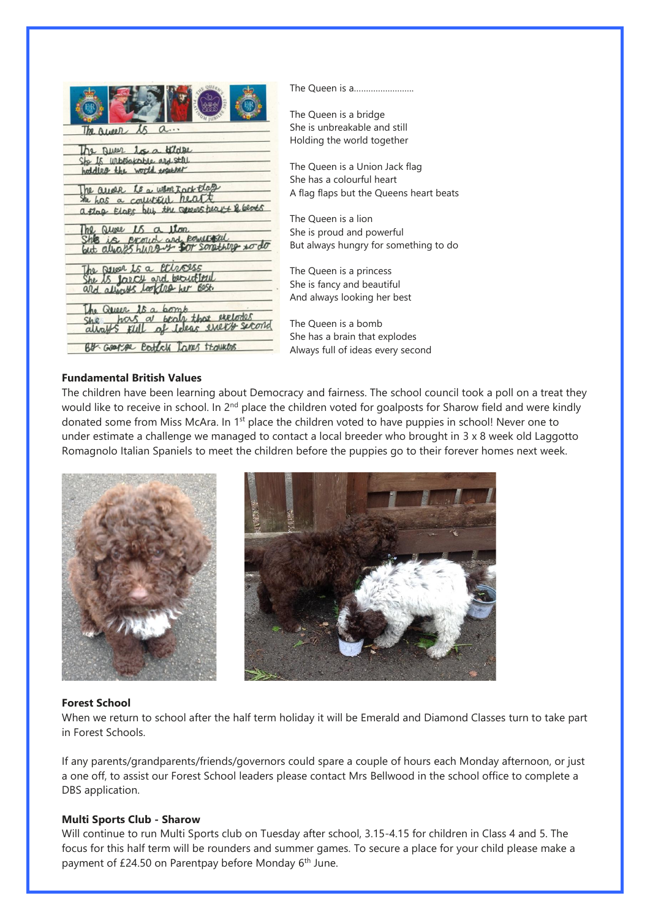The Queen is a.........................

The Queen is a bridge
She is unbreakable and still
Holding the world together

The Queen is a Union Jack flag
She has a colourful heart
A flag flaps but the Queens heart beats

The Queen is a lion
She is proud and powerful
But always hungry for something to do

The Queen is a princess
She is fancy and beautiful
And always looking her best

The Queen is a bomb
She has a brain that explodes
Always full of ideas every second

**Fundamental British Values**

The children have been learning about Democracy and fairness. The school council took a poll on a treat they would like to receive in school. In 2nd place the children voted for goalposts for Sharow field and were kindly donated some from Miss McAra. In 1st place the children voted to have puppies in school! Never one to under estimate a challenge we managed to contact a local breeder who brought in 3 x 8 week old Laggotto Romagnolo Italian Spaniels to meet the children before the puppies go to their forever homes next week.

**Forest School**

When we return to school after the half term holiday it will be Emerald and Diamond Classes turn to take part in Forest Schools.

If any parents/grandparents/friends/governors could spare a couple of hours each Monday afternoon, or just a one off, to assist our Forest School leaders please contact Mrs Bellwood in the school office to complete a DBS application.

**Multi Sports Club - Sharow**

Will continue to run Multi Sports club on Tuesday after school, 3.15-4.15 for children in Class 4 and 5. The focus for this half term will be rounders and summer games. To secure a place for your child please make a payment of £24.50 on Parentpay before Monday 6th June.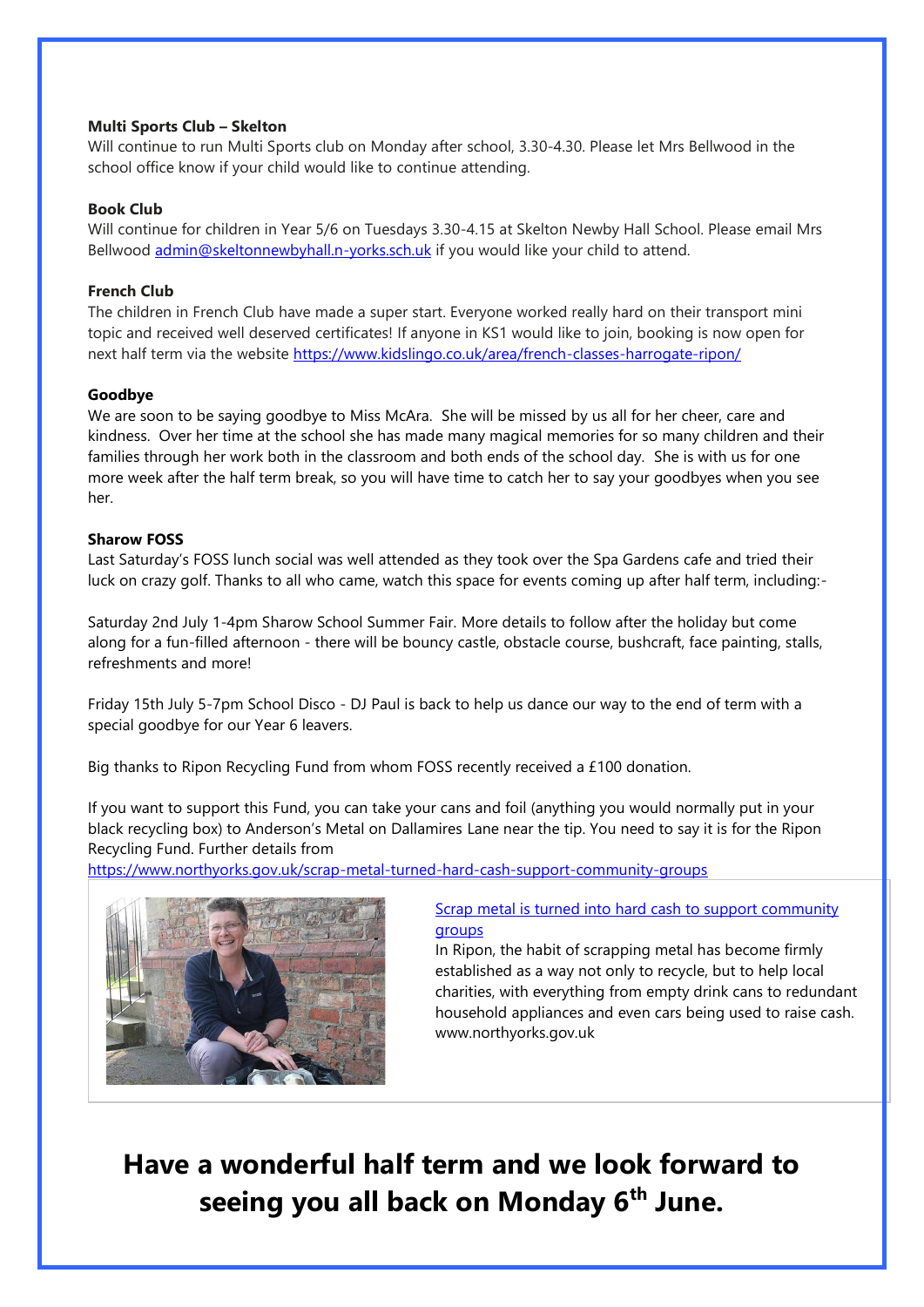**Multi Sports Club – Skelton**

Will continue to run Multi Sports club on Monday after school, 3.30-4.30. Please let Mrs Bellwood in the school office know if your child would like to continue attending.

**Book Club**

Will continue for children in Year 5/6 on Tuesdays 3.30-4.15 at Skelton Newby Hall School. Please email Mrs Bellwood admin@skeltonnewbyhall.n-yorks.sch.uk if you would like your child to attend.

**French Club**

The children in French Club have made a super start. Everyone worked really hard on their transport mini topic and received well deserved certificates! If anyone in KS1 would like to join, booking is now open for next half term via the website https://www.kidslingo.co.uk/area/french-classes-harrogate-ripon/

**Goodbye**

We are soon to be saying goodbye to Miss McAra. She will be missed by us all for her cheer, care and kindness. Over her time at the school she has made many magical memories for so many children and their families through her work both in the classroom and both ends of the school day. She is with us for one more week after the half term break, so you will have time to catch her to say your goodbyes when you see her.

**Sharow FOSS**

Last Saturday's FOSS lunch social was well attended as they took over the Spa Gardens cafe and tried their luck on crazy golf. Thanks to all who came, watch this space for events coming up after half term, including:-

Saturday 2nd July 1-4pm Sharow School Summer Fair. More details to follow after the holiday but come along for a fun-filled afternoon - there will be bouncy castle, obstacle course, bushcraft, face painting, stalls, refreshments and more!

Friday 15th July 5-7pm School Disco - DJ Paul is back to help us dance our way to the end of term with a special goodbye for our Year 6 leavers.

Big thanks to Ripon Recycling Fund from whom FOSS recently received a £100 donation.

If you want to support this Fund, you can take your cans and foil (anything you would normally put in your black recycling box) to Anderson's Metal on Dallamires Lane near the tip. You need to say it is for the Ripon Recycling Fund. Further details from https://www.northyorks.gov.uk/scrap-metal-turned-hard-cash-support-community-groups

Scrap metal is turned into hard cash to support community groups

In Ripon, the habit of scrapping metal has become firmly established as a way not only to recycle, but to help local charities, with everything from empty drink cans to redundant household appliances and even cars being used to raise cash. www.northyorks.gov.uk

## Have a wonderful half term and we look forward to seeing you all back on Monday 6th June.